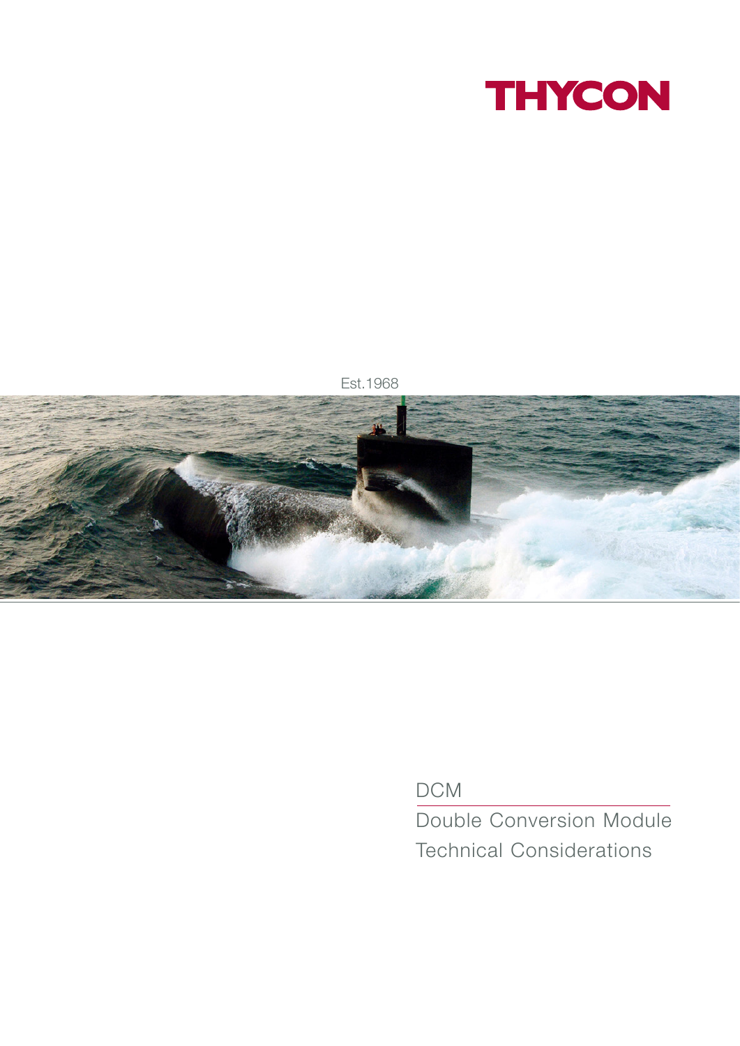# THYCON

Est.1968

DCM

Double Conversion Module

Technical Considerations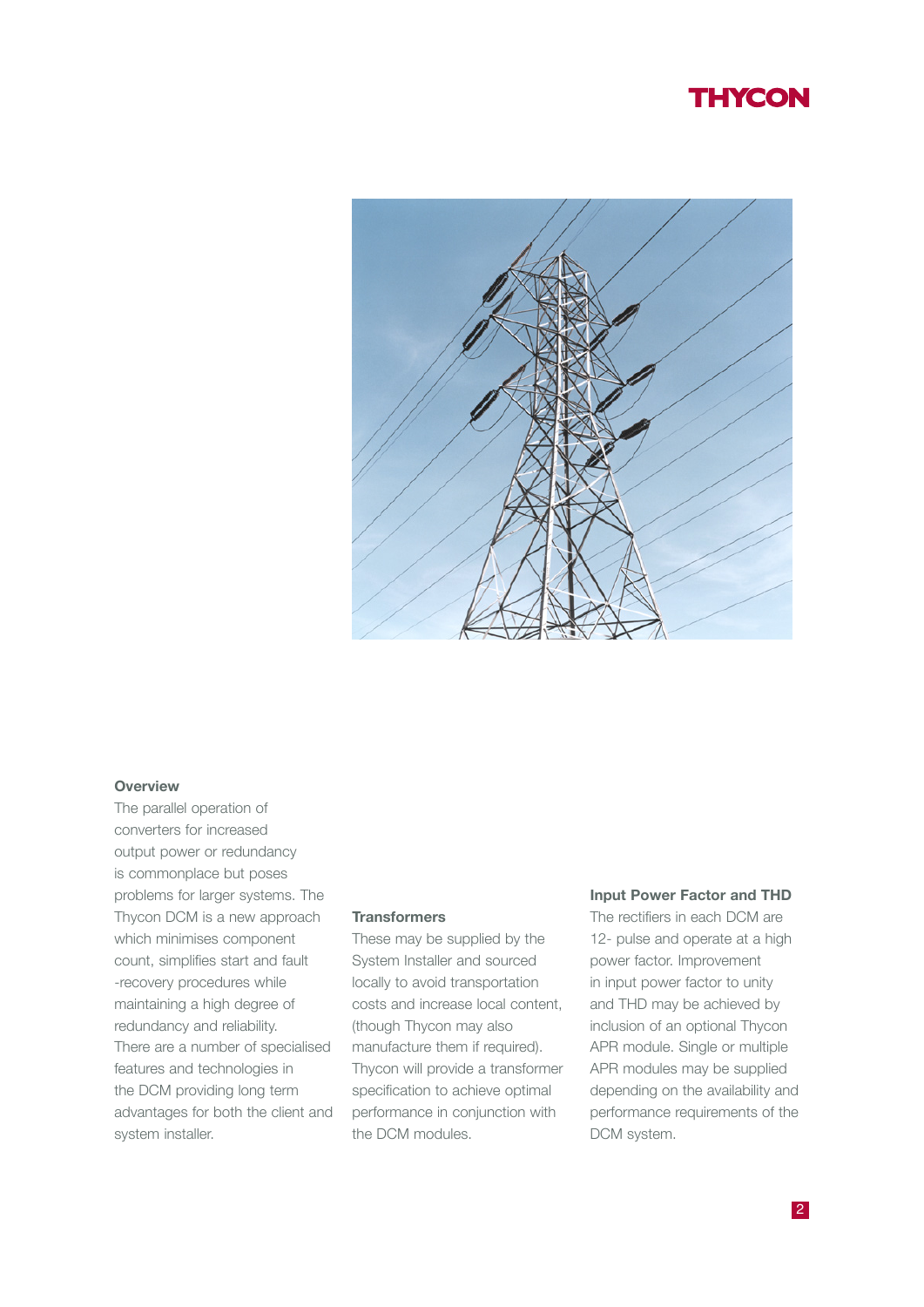## Overview

The parallel operation of converters for increased output power or redundancy is commonplace but poses problems for larger systems. The Thycon DCM is a new approach which minimises component count, simplifies start and fault -recovery procedures while maintaining a high degree of redundancy and reliability. There are a number of specialised features and technologies in the DCM providing long term advantages for both the client and system installer.

## Transformers

These may be supplied by the System Installer and sourced locally to avoid transportation costs and increase local content, (though Thycon may also manufacture them if required). Thycon will provide a transformer specification to achieve optimal performance in conjunction with the DCM modules.

## Input Power Factor and THD

The rectifiers in each DCM are 12- pulse and operate at a high power factor. Improvement in input power factor to unity and THD may be achieved by inclusion of an optional Thycon APR module. Single or multiple APR modules may be supplied depending on the availability and performance requirements of the DCM system.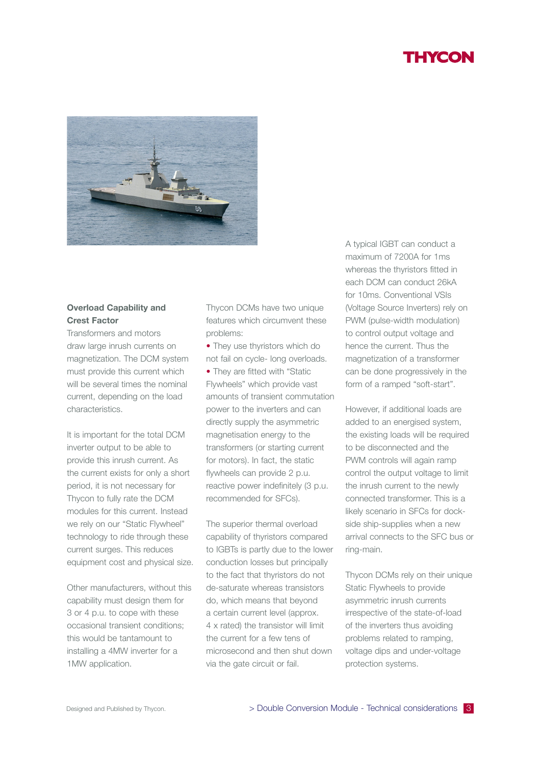## Overload Capability and Crest Factor

Transformers and motors draw large inrush currents on magnetization. The DCM system must provide this current which will be several times the nominal current, depending on the load characteristics.

It is important for the total DCM inverter output to be able to provide this inrush current. As the current exists for only a short period, it is not necessary for Thycon to fully rate the DCM modules for this current. Instead we rely on our "Static Flywheel" technology to ride through these current surges. This reduces equipment cost and physical size.

Other manufacturers, without this capability must design them for 3 or 4 p.u. to cope with these occasional transient conditions; this would be tantamount to installing a 4MW inverter for a 1MW application.

Thycon DCMs have two unique features which circumvent these problems:

- They use thyristors which do not fail on cycle- long overloads.
- They are fitted with "Static Flywheels" which provide vast amounts of transient commutation power to the inverters and can directly supply the asymmetric magnetisation energy to the transformers (or starting current for motors). In fact, the static flywheels can provide 2 p.u. reactive power indefinitely (3 p.u. recommended for SFCs).

The superior thermal overload capability of thyristors compared to IGBTs is partly due to the lower conduction losses but principally to the fact that thyristors do not de-saturate whereas transistors do, which means that beyond a certain current level (approx. 4 x rated) the transistor will limit the current for a few tens of microsecond and then shut down via the gate circuit or fail.

A typical IGBT can conduct a maximum of 7200A for 1ms whereas the thyristors fitted in each DCM can conduct 26kA for 10ms. Conventional VSIs (Voltage Source Inverters) rely on PWM (pulse-width modulation) to control output voltage and hence the current. Thus the magnetization of a transformer can be done progressively in the form of a ramped "soft-start".

However, if additional loads are added to an energised system, the existing loads will be required to be disconnected and the PWM controls will again ramp control the output voltage to limit the inrush current to the newly connected transformer. This is a likely scenario in SFCs for dock-side ship-supplies when a new arrival connects to the SFC bus or ring-main.

Thycon DCMs rely on their unique Static Flywheels to provide asymmetric inrush currents irrespective of the state-of-load of the inverters thus avoiding problems related to ramping, voltage dips and under-voltage protection systems.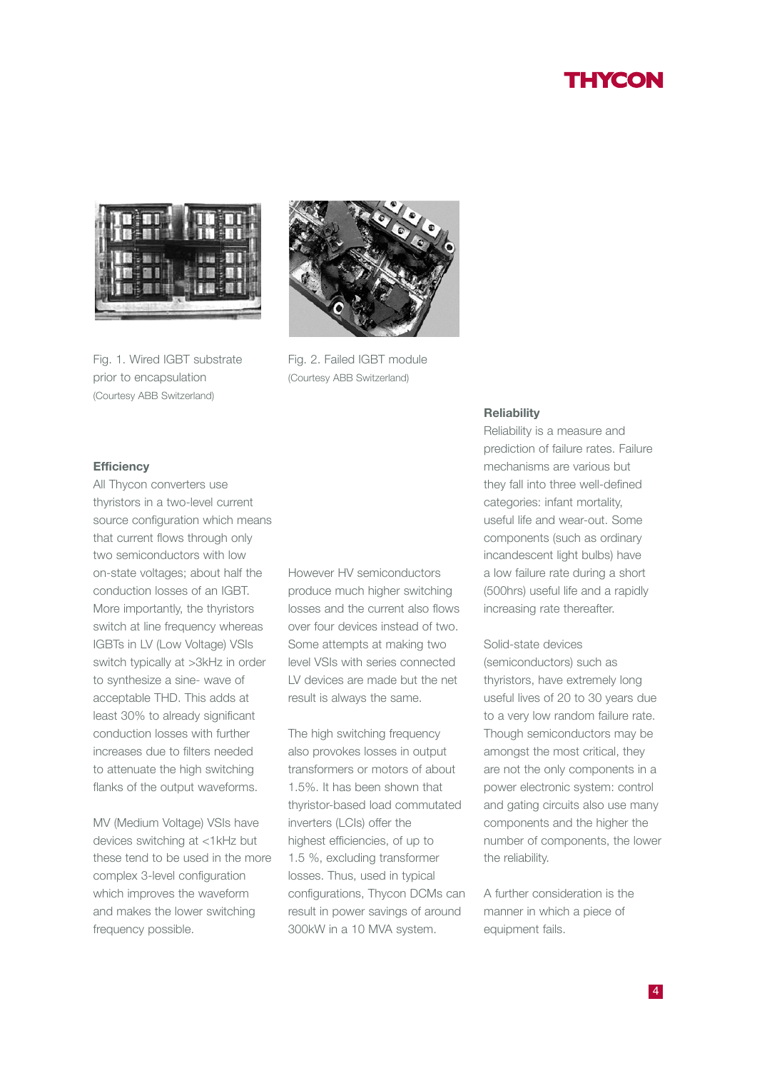Fig. 1. Wired IGBT substrate prior to encapsulation
(Courtesy ABB Switzerland)

Fig. 2. Failed IGBT module
(Courtesy ABB Switzerland)

### Efficiency

All Thycon converters use thyristors in a two-level current source configuration which means that current flows through only two semiconductors with low on-state voltages; about half the conduction losses of an IGBT. More importantly, the thyristors switch at line frequency whereas IGBTs in LV (Low Voltage) VSIs switch typically at >3kHz in order to synthesize a sine- wave of acceptable THD. This adds at least 30% to already significant conduction losses with further increases due to filters needed to attenuate the high switching flanks of the output waveforms.

MV (Medium Voltage) VSIs have devices switching at <1kHz but these tend to be used in the more complex 3-level configuration which improves the waveform and makes the lower switching frequency possible.

However HV semiconductors produce much higher switching losses and the current also flows over four devices instead of two. Some attempts at making two level VSIs with series connected LV devices are made but the net result is always the same.

The high switching frequency also provokes losses in output transformers or motors of about 1.5%. It has been shown that thyristor-based load commutated inverters (LCIs) offer the highest efficiencies, of up to 1.5 %, excluding transformer losses. Thus, used in typical configurations, Thycon DCMs can result in power savings of around 300kW in a 10 MVA system.

### Reliability

Reliability is a measure and prediction of failure rates. Failure mechanisms are various but they fall into three well-defined categories: infant mortality, useful life and wear-out. Some components (such as ordinary incandescent light bulbs) have a low failure rate during a short (500hrs) useful life and a rapidly increasing rate thereafter.

Solid-state devices (semiconductors) such as thyristors, have extremely long useful lives of 20 to 30 years due to a very low random failure rate. Though semiconductors may be amongst the most critical, they are not the only components in a power electronic system: control and gating circuits also use many components and the higher the number of components, the lower the reliability.

A further consideration is the manner in which a piece of equipment fails.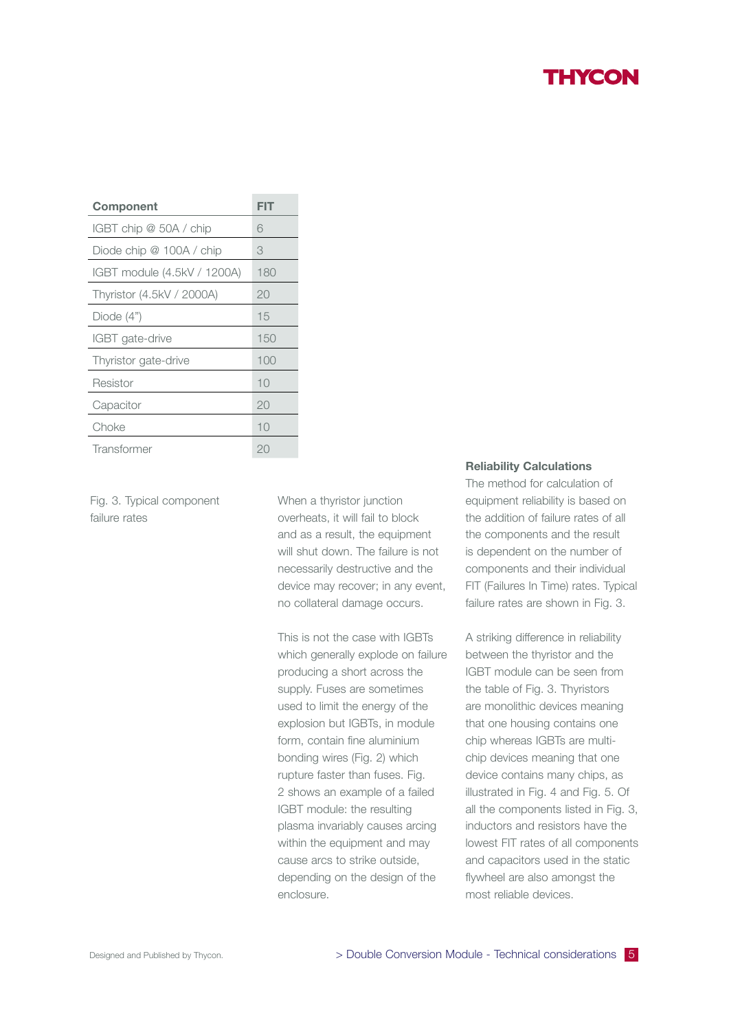| Component | FIT |
|---|---|
| IGBT chip @ 50A / chip | 6 |
| Diode chip @ 100A / chip | 3 |
| IGBT module (4.5kV / 1200A) | 180 |
| Thyristor (4.5kV / 2000A) | 20 |
| Diode (4") | 15 |
| IGBT gate-drive | 150 |
| Thyristor gate-drive | 100 |
| Resistor | 10 |
| Capacitor | 20 |
| Choke | 10 |
| Transformer | 20 |

Fig. 3. Typical component failure rates

When a thyristor junction overheats, it will fail to block and as a result, the equipment will shut down. The failure is not necessarily destructive and the device may recover; in any event, no collateral damage occurs.

This is not the case with IGBTs which generally explode on failure producing a short across the supply. Fuses are sometimes used to limit the energy of the explosion but IGBTs, in module form, contain fine aluminium bonding wires (Fig. 2) which rupture faster than fuses. Fig. 2 shows an example of a failed IGBT module: the resulting plasma invariably causes arcing within the equipment and may cause arcs to strike outside, depending on the design of the enclosure.

**Reliability Calculations**

The method for calculation of equipment reliability is based on the addition of failure rates of all the components and the result is dependent on the number of components and their individual FIT (Failures In Time) rates. Typical failure rates are shown in Fig. 3.

A striking difference in reliability between the thyristor and the IGBT module can be seen from the table of Fig. 3. Thyristors are monolithic devices meaning that one housing contains one chip whereas IGBTs are multi-chip devices meaning that one device contains many chips, as illustrated in Fig. 4 and Fig. 5. Of all the components listed in Fig. 3, inductors and resistors have the lowest FIT rates of all components and capacitors used in the static flywheel are also amongst the most reliable devices.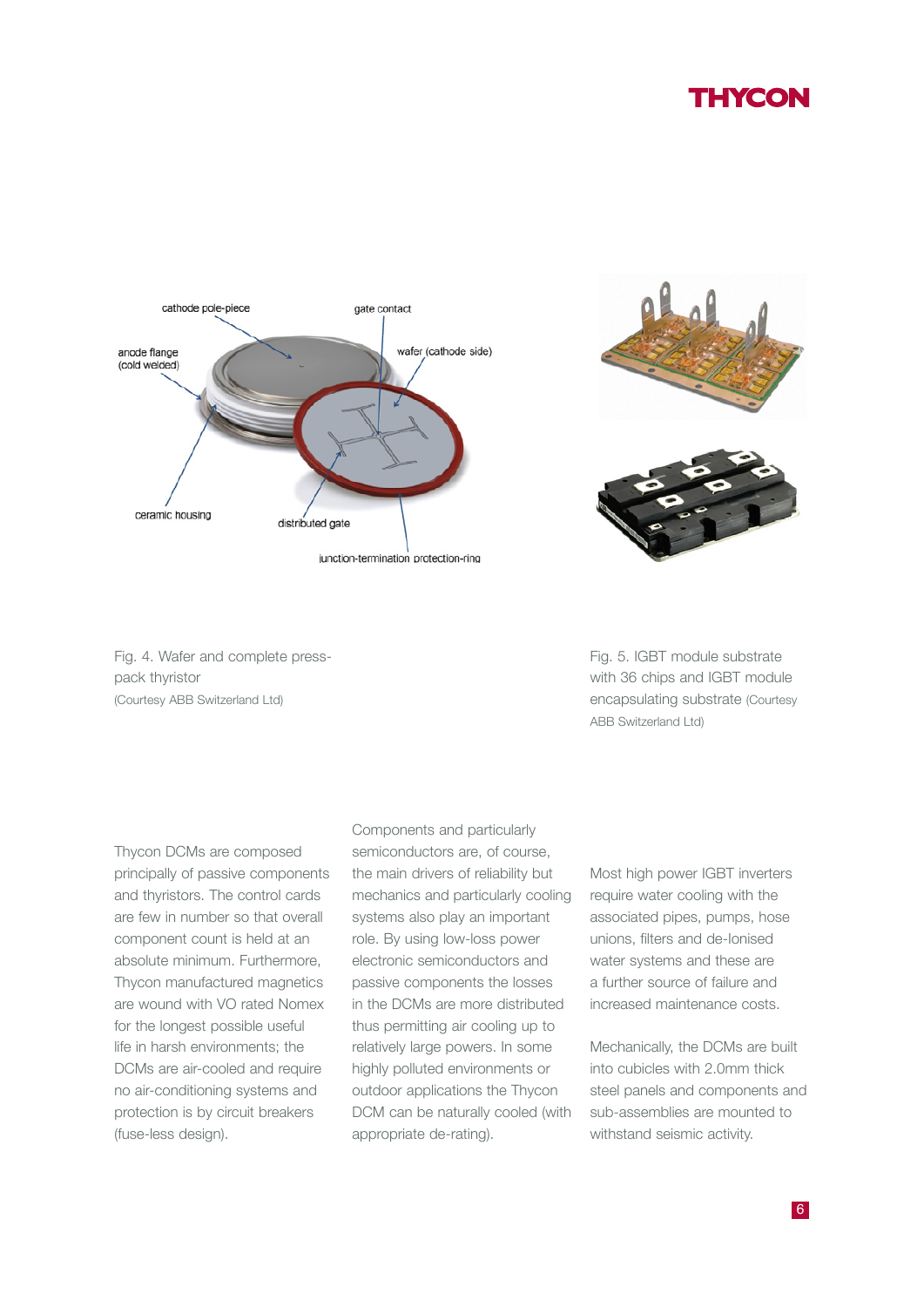cathode pole-piece

gate contact

anode flange (cold welded)

wafer (cathode side)

ceramic housing

distributed gate

junction-termination protection-ring

Fig. 4. Wafer and complete press-pack thyristor (Courtesy ABB Switzerland Ltd)

Fig. 5. IGBT module substrate with 36 chips and IGBT module encapsulating substrate (Courtesy ABB Switzerland Ltd)

Thycon DCMs are composed principally of passive components and thyristors. The control cards are few in number so that overall component count is held at an absolute minimum. Furthermore, Thycon manufactured magnetics are wound with VO rated Nomex for the longest possible useful life in harsh environments; the DCMs are air-cooled and require no air-conditioning systems and protection is by circuit breakers (fuse-less design).

Components and particularly semiconductors are, of course, the main drivers of reliability but mechanics and particularly cooling systems also play an important role. By using low-loss power electronic semiconductors and passive components the losses in the DCMs are more distributed thus permitting air cooling up to relatively large powers. In some highly polluted environments or outdoor applications the Thycon DCM can be naturally cooled (with appropriate de-rating).

Most high power IGBT inverters require water cooling with the associated pipes, pumps, hose unions, filters and de-ionised water systems and these are a further source of failure and increased maintenance costs.

Mechanically, the DCMs are built into cubicles with 2.0mm thick steel panels and components and sub-assemblies are mounted to withstand seismic activity.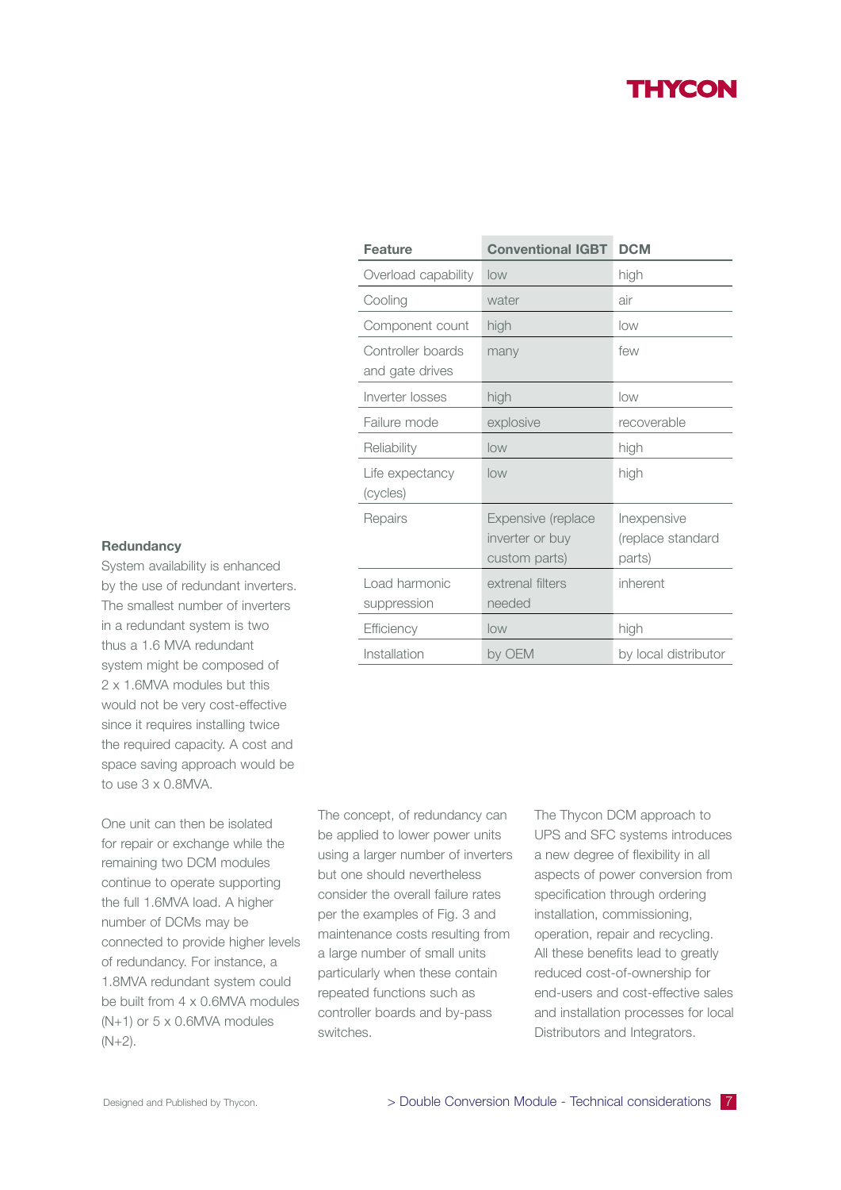| Feature | Conventional IGBT | DCM |
|---|---|---|
| Overload capability | low | high |
| Cooling | water | air |
| Component count | high | low |
| Controller boards and gate drives | many | few |
| Inverter losses | high | low |
| Failure mode | explosive | recoverable |
| Reliability | low | high |
| Life expectancy (cycles) | low | high |
| Repairs | Expensive (replace inverter or buy custom parts) | Inexpensive (replace standard parts) |
| Load harmonic suppression | extrenal filters needed | inherent |
| Efficiency | low | high |
| Installation | by OEM | by local distributor |

**Redundancy**

System availability is enhanced by the use of redundant inverters. The smallest number of inverters in a redundant system is two thus a 1.6 MVA redundant system might be composed of 2 x 1.6MVA modules but this would not be very cost-effective since it requires installing twice the required capacity. A cost and space saving approach would be to use 3 x 0.8MVA.

One unit can then be isolated for repair or exchange while the remaining two DCM modules continue to operate supporting the full 1.6MVA load. A higher number of DCMs may be connected to provide higher levels of redundancy. For instance, a 1.8MVA redundant system could be built from 4 x 0.6MVA modules (N+1) or 5 x 0.6MVA modules (N+2).

The concept, of redundancy can be applied to lower power units using a larger number of inverters but one should nevertheless consider the overall failure rates per the examples of Fig. 3 and maintenance costs resulting from a large number of small units particularly when these contain repeated functions such as controller boards and by-pass switches.

The Thycon DCM approach to UPS and SFC systems introduces a new degree of flexibility in all aspects of power conversion from specification through ordering installation, commissioning, operation, repair and recycling. All these benefits lead to greatly reduced cost-of-ownership for end-users and cost-effective sales and installation processes for local Distributors and Integrators.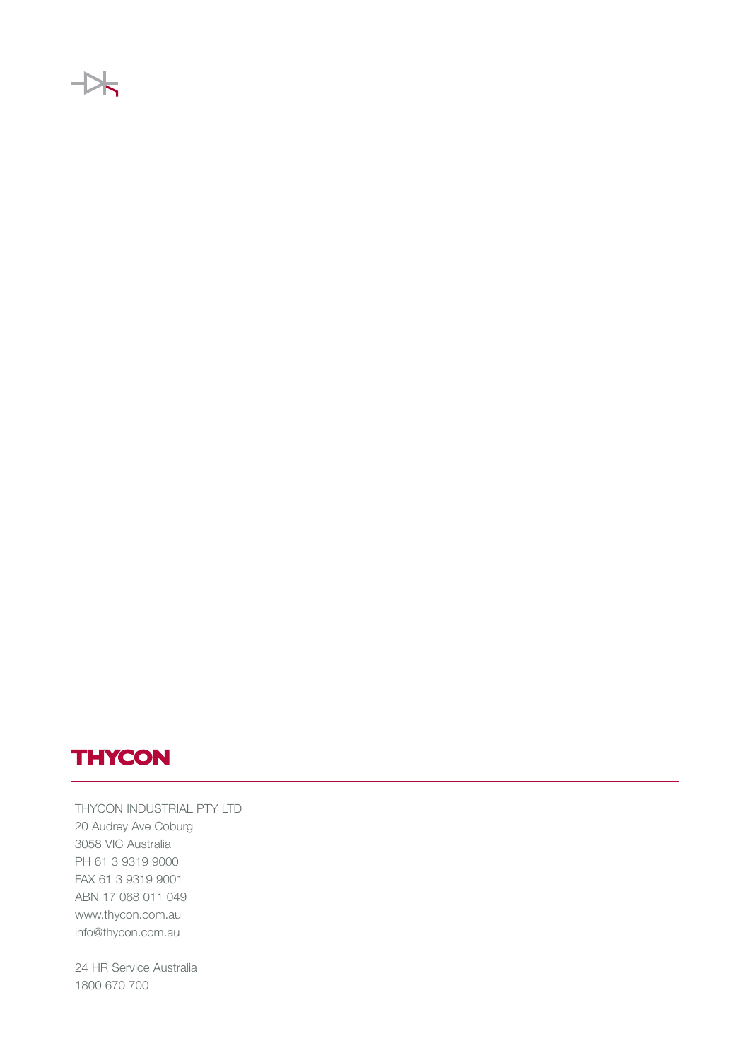**THYCON**

---

THYCON INDUSTRIAL PTY LTD
20 Audrey Ave Coburg
3058 VIC Australia
PH 61 3 9319 9000
FAX 61 3 9319 9001
ABN 17 068 011 049
www.thycon.com.au
info@thycon.com.au

24 HR Service Australia
1800 670 700